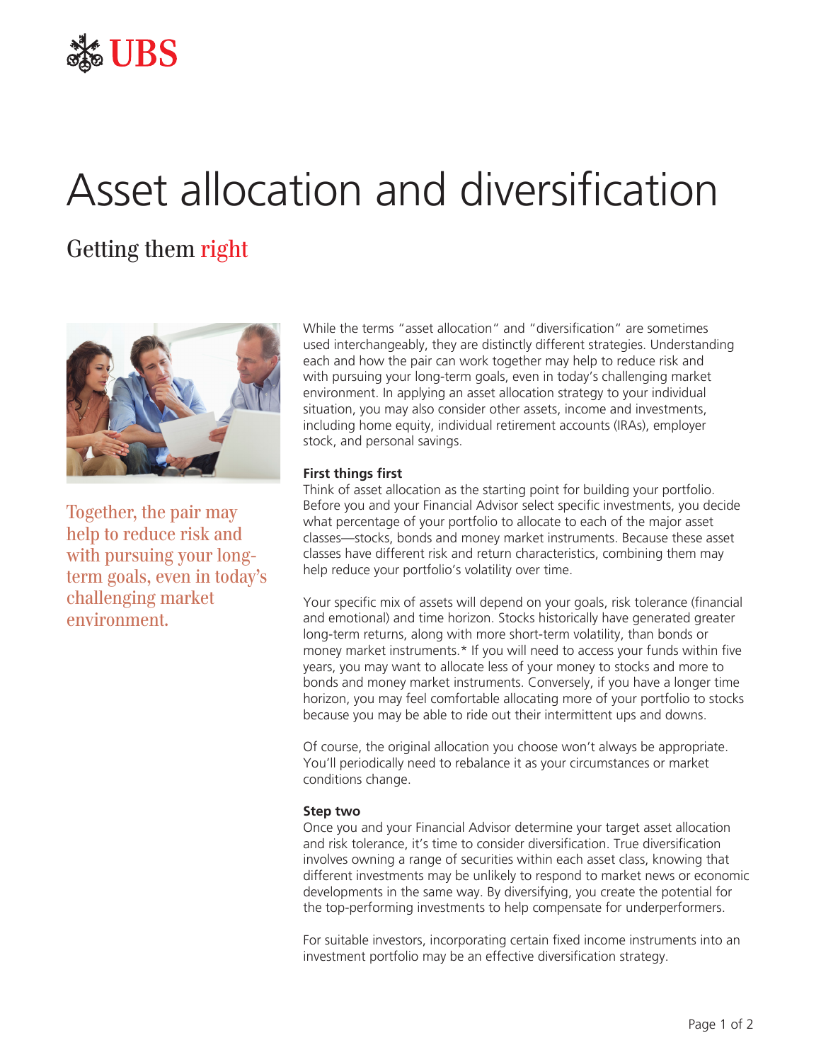# Asset allocation and diversification

## Getting them right

Together, the pair may help to reduce risk and with pursuing your long-term goals, even in today's challenging market environment.

While the terms "asset allocation" and "diversification" are sometimes used interchangeably, they are distinctly different strategies. Understanding each and how the pair can work together may help to reduce risk and with pursuing your long-term goals, even in today's challenging market environment. In applying an asset allocation strategy to your individual situation, you may also consider other assets, income and investments, including home equity, individual retirement accounts (IRAs), employer stock, and personal savings.

**First things first**

Think of asset allocation as the starting point for building your portfolio. Before you and your Financial Advisor select specific investments, you decide what percentage of your portfolio to allocate to each of the major asset classes—stocks, bonds and money market instruments. Because these asset classes have different risk and return characteristics, combining them may help reduce your portfolio's volatility over time.

Your specific mix of assets will depend on your goals, risk tolerance (financial and emotional) and time horizon. Stocks historically have generated greater long-term returns, along with more short-term volatility, than bonds or money market instruments.* If you will need to access your funds within five years, you may want to allocate less of your money to stocks and more to bonds and money market instruments. Conversely, if you have a longer time horizon, you may feel comfortable allocating more of your portfolio to stocks because you may be able to ride out their intermittent ups and downs.

Of course, the original allocation you choose won't always be appropriate. You'll periodically need to rebalance it as your circumstances or market conditions change.

**Step two**

Once you and your Financial Advisor determine your target asset allocation and risk tolerance, it's time to consider diversification. True diversification involves owning a range of securities within each asset class, knowing that different investments may be unlikely to respond to market news or economic developments in the same way. By diversifying, you create the potential for the top-performing investments to help compensate for underperformers.

For suitable investors, incorporating certain fixed income instruments into an investment portfolio may be an effective diversification strategy.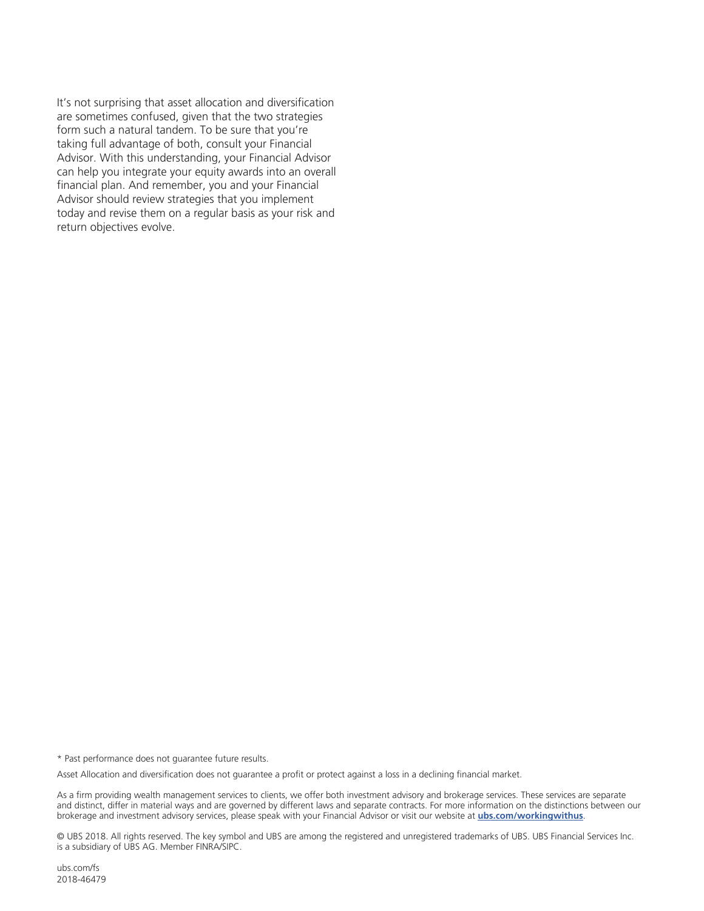It's not surprising that asset allocation and diversification are sometimes confused, given that the two strategies form such a natural tandem. To be sure that you're taking full advantage of both, consult your Financial Advisor. With this understanding, your Financial Advisor can help you integrate your equity awards into an overall financial plan. And remember, you and your Financial Advisor should review strategies that you implement today and revise them on a regular basis as your risk and return objectives evolve.

* Past performance does not guarantee future results.

Asset Allocation and diversification does not guarantee a profit or protect against a loss in a declining financial market.

As a firm providing wealth management services to clients, we offer both investment advisory and brokerage services. These services are separate and distinct, differ in material ways and are governed by different laws and separate contracts. For more information on the distinctions between our brokerage and investment advisory services, please speak with your Financial Advisor or visit our website at **ubs.com/workingwithus**.

© UBS 2018. All rights reserved. The key symbol and UBS are among the registered and unregistered trademarks of UBS. UBS Financial Services Inc. is a subsidiary of UBS AG. Member FINRA/SIPC.

ubs.com/fs
2018-46479